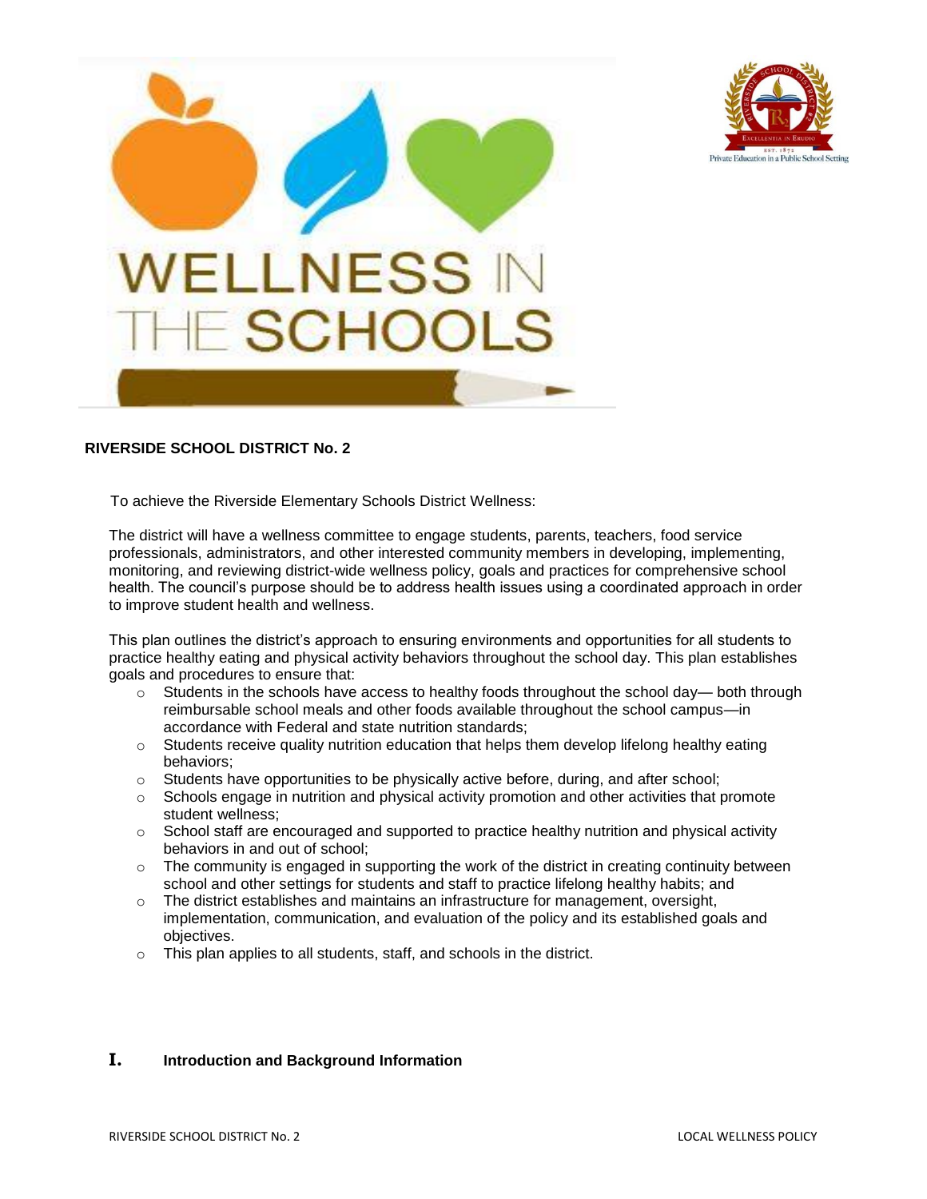# WELLNESS IN THE SCHOOLS

**RIVERSIDE SCHOOL DISTRICT No. 2**

To achieve the Riverside Elementary Schools District Wellness:

The district will have a wellness committee to engage students, parents, teachers, food service professionals, administrators, and other interested community members in developing, implementing, monitoring, and reviewing district-wide wellness policy, goals and practices for comprehensive school health. The council's purpose should be to address health issues using a coordinated approach in order to improve student health and wellness.

This plan outlines the district's approach to ensuring environments and opportunities for all students to practice healthy eating and physical activity behaviors throughout the school day. This plan establishes goals and procedures to ensure that:

- Students in the schools have access to healthy foods throughout the school day— both through reimbursable school meals and other foods available throughout the school campus—in accordance with Federal and state nutrition standards;
- Students receive quality nutrition education that helps them develop lifelong healthy eating behaviors;
- Students have opportunities to be physically active before, during, and after school;
- Schools engage in nutrition and physical activity promotion and other activities that promote student wellness;
- School staff are encouraged and supported to practice healthy nutrition and physical activity behaviors in and out of school;
- The community is engaged in supporting the work of the district in creating continuity between school and other settings for students and staff to practice lifelong healthy habits; and
- The district establishes and maintains an infrastructure for management, oversight, implementation, communication, and evaluation of the policy and its established goals and objectives.
- This plan applies to all students, staff, and schools in the district.

## I. Introduction and Background Information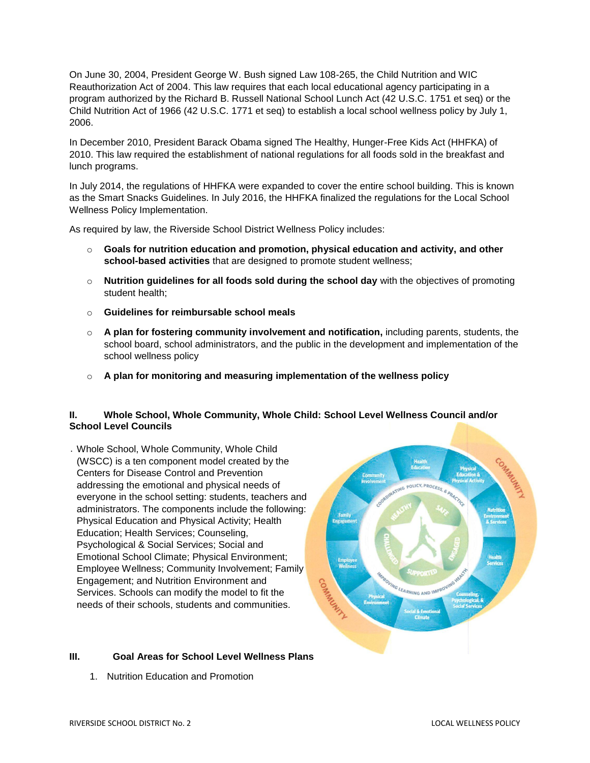On June 30, 2004, President George W. Bush signed Law 108-265, the Child Nutrition and WIC Reauthorization Act of 2004. This law requires that each local educational agency participating in a program authorized by the Richard B. Russell National School Lunch Act (42 U.S.C. 1751 et seq) or the Child Nutrition Act of 1966 (42 U.S.C. 1771 et seq) to establish a local school wellness policy by July 1, 2006.

In December 2010, President Barack Obama signed The Healthy, Hunger-Free Kids Act (HHFKA) of 2010. This law required the establishment of national regulations for all foods sold in the breakfast and lunch programs.

In July 2014, the regulations of HHFKA were expanded to cover the entire school building. This is known as the Smart Snacks Guidelines. In July 2016, the HHFKA finalized the regulations for the Local School Wellness Policy Implementation.

As required by law, the Riverside School District Wellness Policy includes:

- **Goals for nutrition education and promotion, physical education and activity, and other school-based activities** that are designed to promote student wellness;
- **Nutrition guidelines for all foods sold during the school day** with the objectives of promoting student health;
- **Guidelines for reimbursable school meals**
- **A plan for fostering community involvement and notification,** including parents, students, the school board, school administrators, and the public in the development and implementation of the school wellness policy
- **A plan for monitoring and measuring implementation of the wellness policy**

## II. Whole School, Whole Community, Whole Child: School Level Wellness Council and/or School Level Councils

. Whole School, Whole Community, Whole Child (WSCC) is a ten component model created by the Centers for Disease Control and Prevention addressing the emotional and physical needs of everyone in the school setting: students, teachers and administrators. The components include the following: Physical Education and Physical Activity; Health Education; Health Services; Counseling, Psychological & Social Services; Social and Emotional School Climate; Physical Environment; Employee Wellness; Community Involvement; Family Engagement; and Nutrition Environment and Services. Schools can modify the model to fit the needs of their schools, students and communities.

## III. Goal Areas for School Level Wellness Plans

1. Nutrition Education and Promotion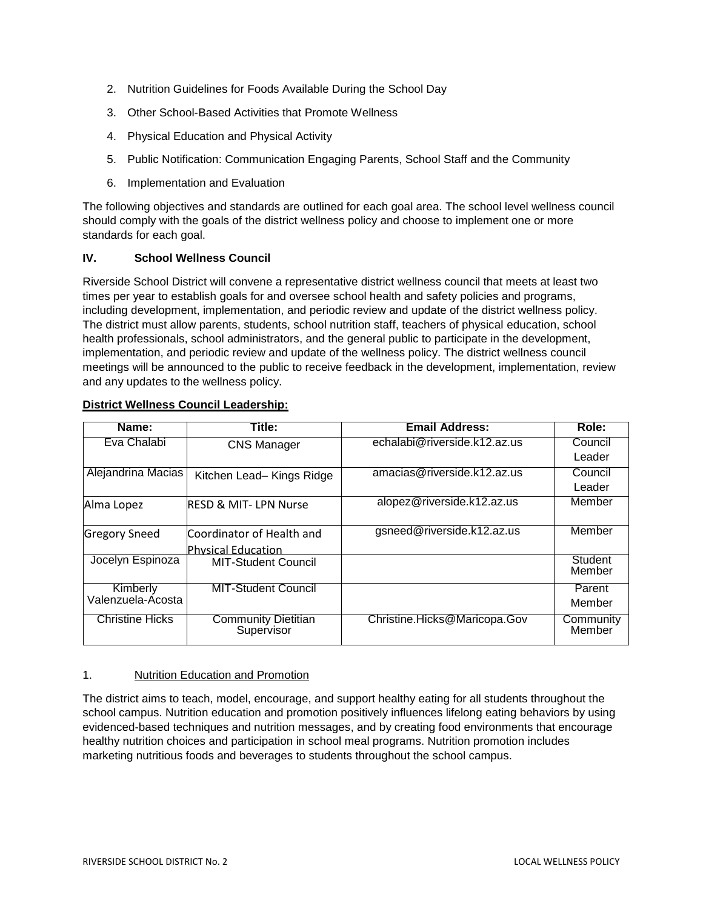2. Nutrition Guidelines for Foods Available During the School Day
3. Other School-Based Activities that Promote Wellness
4. Physical Education and Physical Activity
5. Public Notification: Communication Engaging Parents, School Staff and the Community
6. Implementation and Evaluation

The following objectives and standards are outlined for each goal area. The school level wellness council should comply with the goals of the district wellness policy and choose to implement one or more standards for each goal.

### IV. School Wellness Council

Riverside School District will convene a representative district wellness council that meets at least two times per year to establish goals for and oversee school health and safety policies and programs, including development, implementation, and periodic review and update of the district wellness policy. The district must allow parents, students, school nutrition staff, teachers of physical education, school health professionals, school administrators, and the general public to participate in the development, implementation, and periodic review and update of the wellness policy. The district wellness council meetings will be announced to the public to receive feedback in the development, implementation, review and any updates to the wellness policy.

**<u>District Wellness Council Leadership:</u>**

| Name: | Title: | Email Address: | Role: |
|---|---|---|---|
| Eva Chalabi | CNS Manager | echalabi@riverside.k12.az.us | Council Leader |
| Alejandrina Macias | Kitchen Lead– Kings Ridge | amacias@riverside.k12.az.us | Council Leader |
| Alma Lopez | RESD & MIT- LPN Nurse | alopez@riverside.k12.az.us | Member |
| Gregory Sneed | Coordinator of Health and Physical Education | gsneed@riverside.k12.az.us | Member |
| Jocelyn Espinoza | MIT-Student Council | | Student Member |
| Kimberly Valenzuela-Acosta | MIT-Student Council | | Parent Member |
| Christine Hicks | Community Dietitian Supervisor | Christine.Hicks@Maricopa.Gov | Community Member |

1. <u>Nutrition Education and Promotion</u>

The district aims to teach, model, encourage, and support healthy eating for all students throughout the school campus. Nutrition education and promotion positively influences lifelong eating behaviors by using evidenced-based techniques and nutrition messages, and by creating food environments that encourage healthy nutrition choices and participation in school meal programs. Nutrition promotion includes marketing nutritious foods and beverages to students throughout the school campus.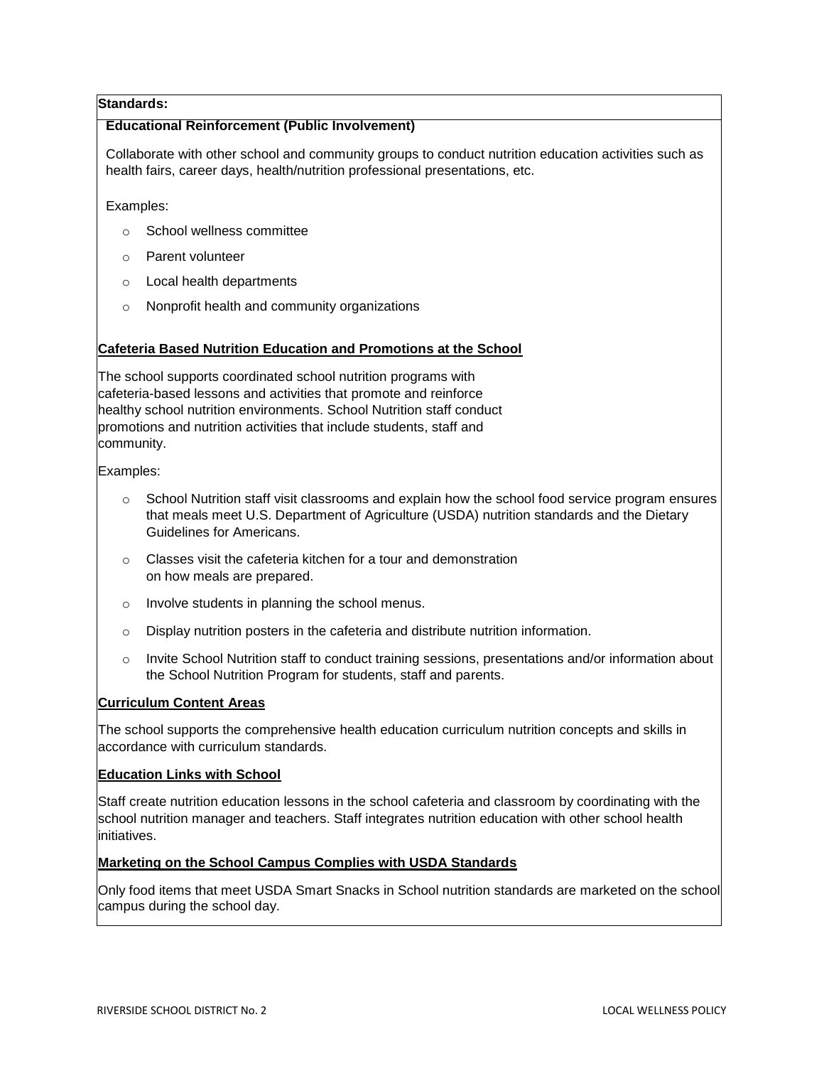**Standards:**

**Educational Reinforcement (Public Involvement)**

Collaborate with other school and community groups to conduct nutrition education activities such as health fairs, career days, health/nutrition professional presentations, etc.

Examples:

- School wellness committee
- Parent volunteer
- Local health departments
- Nonprofit health and community organizations

**Cafeteria Based Nutrition Education and Promotions at the School**

The school supports coordinated school nutrition programs with cafeteria-based lessons and activities that promote and reinforce healthy school nutrition environments. School Nutrition staff conduct promotions and nutrition activities that include students, staff and community.

Examples:

- School Nutrition staff visit classrooms and explain how the school food service program ensures that meals meet U.S. Department of Agriculture (USDA) nutrition standards and the Dietary Guidelines for Americans.
- Classes visit the cafeteria kitchen for a tour and demonstration on how meals are prepared.
- Involve students in planning the school menus.
- Display nutrition posters in the cafeteria and distribute nutrition information.
- Invite School Nutrition staff to conduct training sessions, presentations and/or information about the School Nutrition Program for students, staff and parents.

**Curriculum Content Areas**

The school supports the comprehensive health education curriculum nutrition concepts and skills in accordance with curriculum standards.

**Education Links with School**

Staff create nutrition education lessons in the school cafeteria and classroom by coordinating with the school nutrition manager and teachers. Staff integrates nutrition education with other school health initiatives.

**Marketing on the School Campus Complies with USDA Standards**

Only food items that meet USDA Smart Snacks in School nutrition standards are marketed on the school campus during the school day.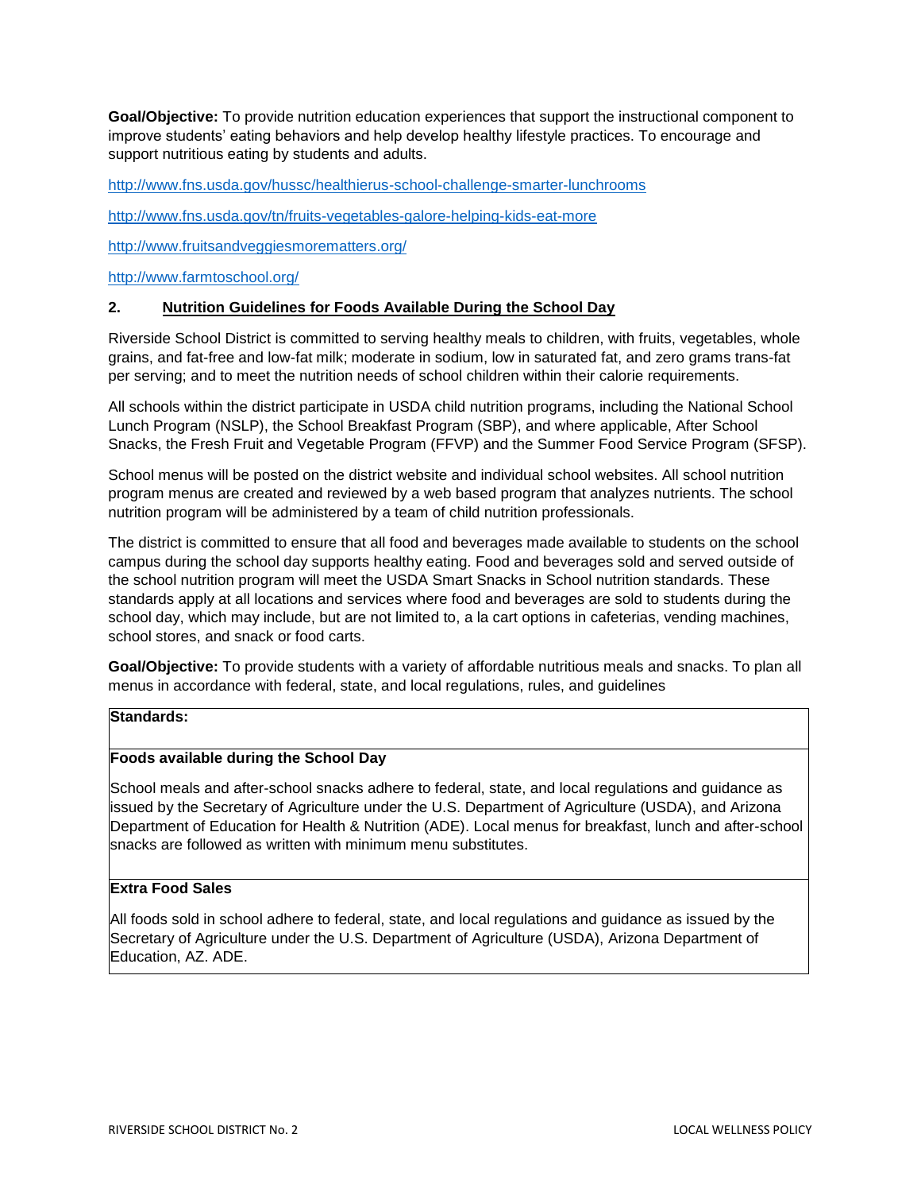**Goal/Objective:** To provide nutrition education experiences that support the instructional component to improve students' eating behaviors and help develop healthy lifestyle practices. To encourage and support nutritious eating by students and adults.

http://www.fns.usda.gov/hussc/healthierus-school-challenge-smarter-lunchrooms

http://www.fns.usda.gov/tn/fruits-vegetables-galore-helping-kids-eat-more

http://www.fruitsandveggiesmorematters.org/

http://www.farmtoschool.org/

## 2. Nutrition Guidelines for Foods Available During the School Day

Riverside School District is committed to serving healthy meals to children, with fruits, vegetables, whole grains, and fat-free and low-fat milk; moderate in sodium, low in saturated fat, and zero grams trans-fat per serving; and to meet the nutrition needs of school children within their calorie requirements.

All schools within the district participate in USDA child nutrition programs, including the National School Lunch Program (NSLP), the School Breakfast Program (SBP), and where applicable, After School Snacks, the Fresh Fruit and Vegetable Program (FFVP) and the Summer Food Service Program (SFSP).

School menus will be posted on the district website and individual school websites. All school nutrition program menus are created and reviewed by a web based program that analyzes nutrients. The school nutrition program will be administered by a team of child nutrition professionals.

The district is committed to ensure that all food and beverages made available to students on the school campus during the school day supports healthy eating. Food and beverages sold and served outside of the school nutrition program will meet the USDA Smart Snacks in School nutrition standards. These standards apply at all locations and services where food and beverages are sold to students during the school day, which may include, but are not limited to, a la cart options in cafeterias, vending machines, school stores, and snack or food carts.

**Goal/Objective:** To provide students with a variety of affordable nutritious meals and snacks. To plan all menus in accordance with federal, state, and local regulations, rules, and guidelines

| **Standards:** |
|---|
| **Foods available during the School Day**<br><br>School meals and after-school snacks adhere to federal, state, and local regulations and guidance as issued by the Secretary of Agriculture under the U.S. Department of Agriculture (USDA), and Arizona Department of Education for Health & Nutrition (ADE). Local menus for breakfast, lunch and after-school snacks are followed as written with minimum menu substitutes. |
| **Extra Food Sales**<br><br>All foods sold in school adhere to federal, state, and local regulations and guidance as issued by the Secretary of Agriculture under the U.S. Department of Agriculture (USDA), Arizona Department of Education, AZ. ADE. |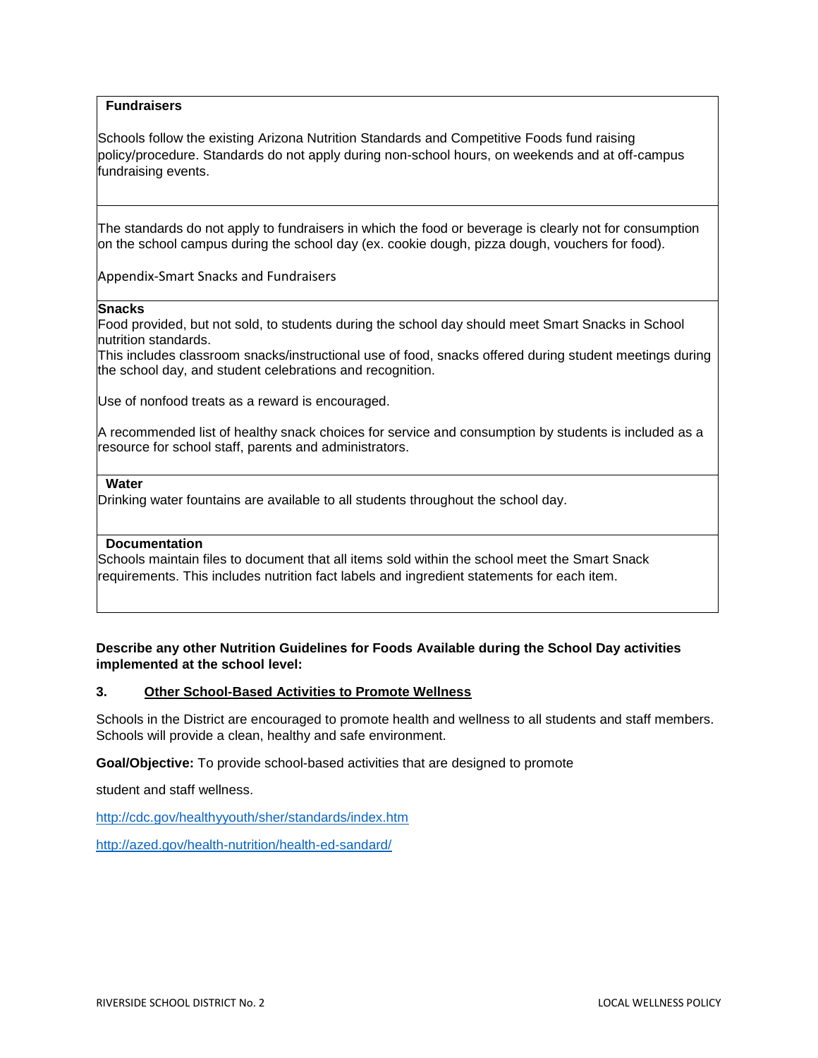| **Fundraisers** |
|---|
| Schools follow the existing Arizona Nutrition Standards and Competitive Foods fund raising policy/procedure. Standards do not apply during non-school hours, on weekends and at off-campus fundraising events. |
| The standards do not apply to fundraisers in which the food or beverage is clearly not for consumption on the school campus during the school day (ex. cookie dough, pizza dough, vouchers for food).<br><br>Appendix-Smart Snacks and Fundraisers |
| **Snacks**<br>Food provided, but not sold, to students during the school day should meet Smart Snacks in School nutrition standards.<br>This includes classroom snacks/instructional use of food, snacks offered during student meetings during the school day, and student celebrations and recognition.<br><br>Use of nonfood treats as a reward is encouraged.<br><br>A recommended list of healthy snack choices for service and consumption by students is included as a resource for school staff, parents and administrators. |
| **Water**<br>Drinking water fountains are available to all students throughout the school day. |
| **Documentation**<br>Schools maintain files to document that all items sold within the school meet the Smart Snack requirements. This includes nutrition fact labels and ingredient statements for each item. |

**Describe any other Nutrition Guidelines for Foods Available during the School Day activities implemented at the school level:**

## 3. Other School-Based Activities to Promote Wellness

Schools in the District are encouraged to promote health and wellness to all students and staff members. Schools will provide a clean, healthy and safe environment.

**Goal/Objective:** To provide school-based activities that are designed to promote

student and staff wellness.

http://cdc.gov/healthyyouth/sher/standards/index.htm

http://azed.gov/health-nutrition/health-ed-sandard/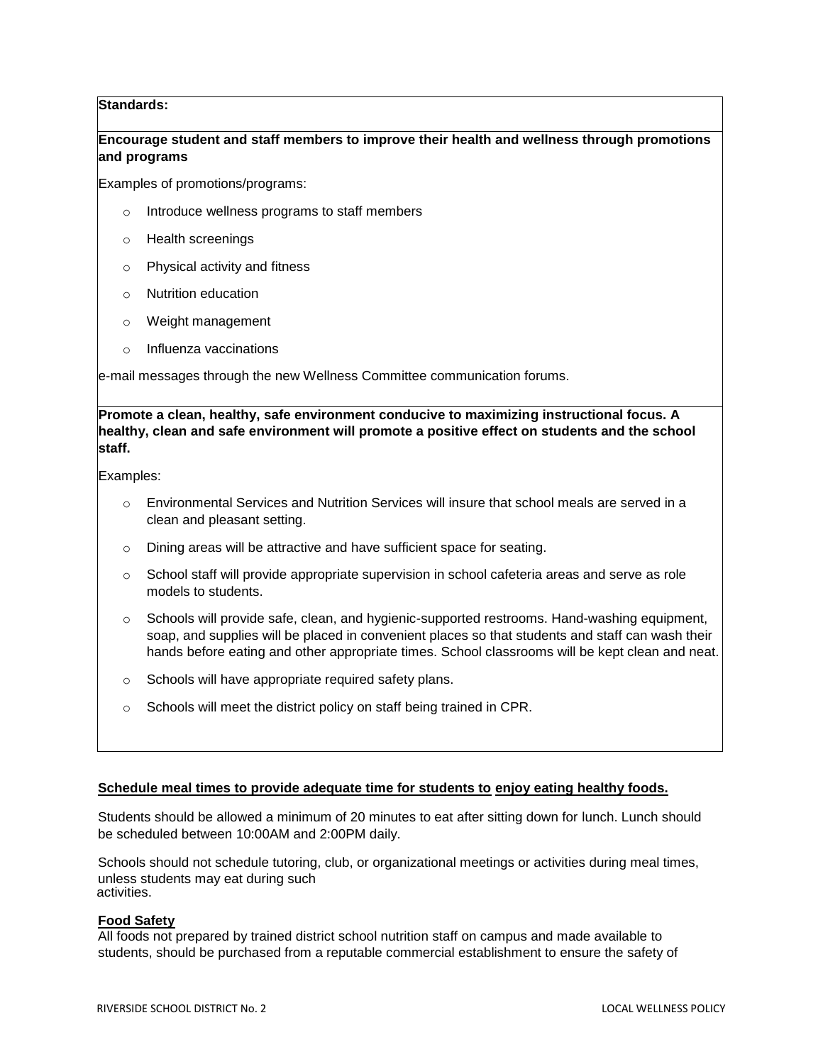**Standards:**

**Encourage student and staff members to improve their health and wellness through promotions and programs**

Examples of promotions/programs:

- Introduce wellness programs to staff members
- Health screenings
- Physical activity and fitness
- Nutrition education
- Weight management
- Influenza vaccinations

e-mail messages through the new Wellness Committee communication forums.

**Promote a clean, healthy, safe environment conducive to maximizing instructional focus. A healthy, clean and safe environment will promote a positive effect on students and the school staff.**

Examples:

- Environmental Services and Nutrition Services will insure that school meals are served in a clean and pleasant setting.
- Dining areas will be attractive and have sufficient space for seating.
- School staff will provide appropriate supervision in school cafeteria areas and serve as role models to students.
- Schools will provide safe, clean, and hygienic-supported restrooms. Hand-washing equipment, soap, and supplies will be placed in convenient places so that students and staff can wash their hands before eating and other appropriate times. School classrooms will be kept clean and neat.
- Schools will have appropriate required safety plans.
- Schools will meet the district policy on staff being trained in CPR.

**Schedule meal times to provide adequate time for students to enjoy eating healthy foods.**

Students should be allowed a minimum of 20 minutes to eat after sitting down for lunch. Lunch should be scheduled between 10:00AM and 2:00PM daily.

Schools should not schedule tutoring, club, or organizational meetings or activities during meal times, unless students may eat during such activities.

**Food Safety**

All foods not prepared by trained district school nutrition staff on campus and made available to students, should be purchased from a reputable commercial establishment to ensure the safety of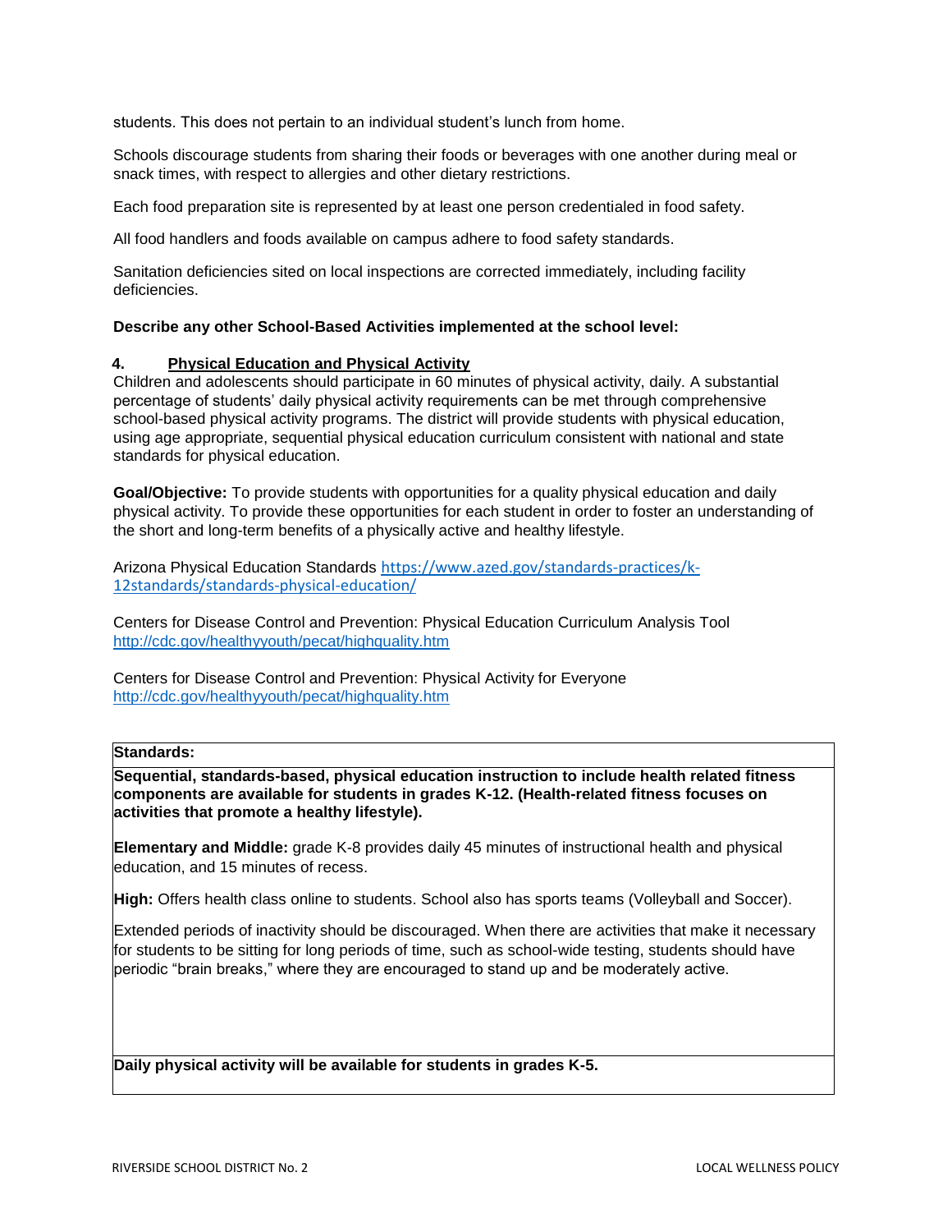students. This does not pertain to an individual student's lunch from home.

Schools discourage students from sharing their foods or beverages with one another during meal or snack times, with respect to allergies and other dietary restrictions.

Each food preparation site is represented by at least one person credentialed in food safety.

All food handlers and foods available on campus adhere to food safety standards.

Sanitation deficiencies sited on local inspections are corrected immediately, including facility deficiencies.

**Describe any other School-Based Activities implemented at the school level:**

## 4. Physical Education and Physical Activity

Children and adolescents should participate in 60 minutes of physical activity, daily. A substantial percentage of students' daily physical activity requirements can be met through comprehensive school-based physical activity programs. The district will provide students with physical education, using age appropriate, sequential physical education curriculum consistent with national and state standards for physical education.

**Goal/Objective:** To provide students with opportunities for a quality physical education and daily physical activity. To provide these opportunities for each student in order to foster an understanding of the short and long-term benefits of a physically active and healthy lifestyle.

Arizona Physical Education Standards https://www.azed.gov/standards-practices/k-12standards/standards-physical-education/

Centers for Disease Control and Prevention: Physical Education Curriculum Analysis Tool http://cdc.gov/healthyyouth/pecat/highquality.htm

Centers for Disease Control and Prevention: Physical Activity for Everyone http://cdc.gov/healthyyouth/pecat/highquality.htm

| **Standards:** |
| --- |
| **Sequential, standards-based, physical education instruction to include health related fitness components are available for students in grades K-12. (Health-related fitness focuses on activities that promote a healthy lifestyle).**<br><br>**Elementary and Middle:** grade K-8 provides daily 45 minutes of instructional health and physical education, and 15 minutes of recess.<br><br>**High:** Offers health class online to students. School also has sports teams (Volleyball and Soccer).<br><br>Extended periods of inactivity should be discouraged. When there are activities that make it necessary for students to be sitting for long periods of time, such as school-wide testing, students should have periodic "brain breaks," where they are encouraged to stand up and be moderately active. |
| **Daily physical activity will be available for students in grades K-5.** |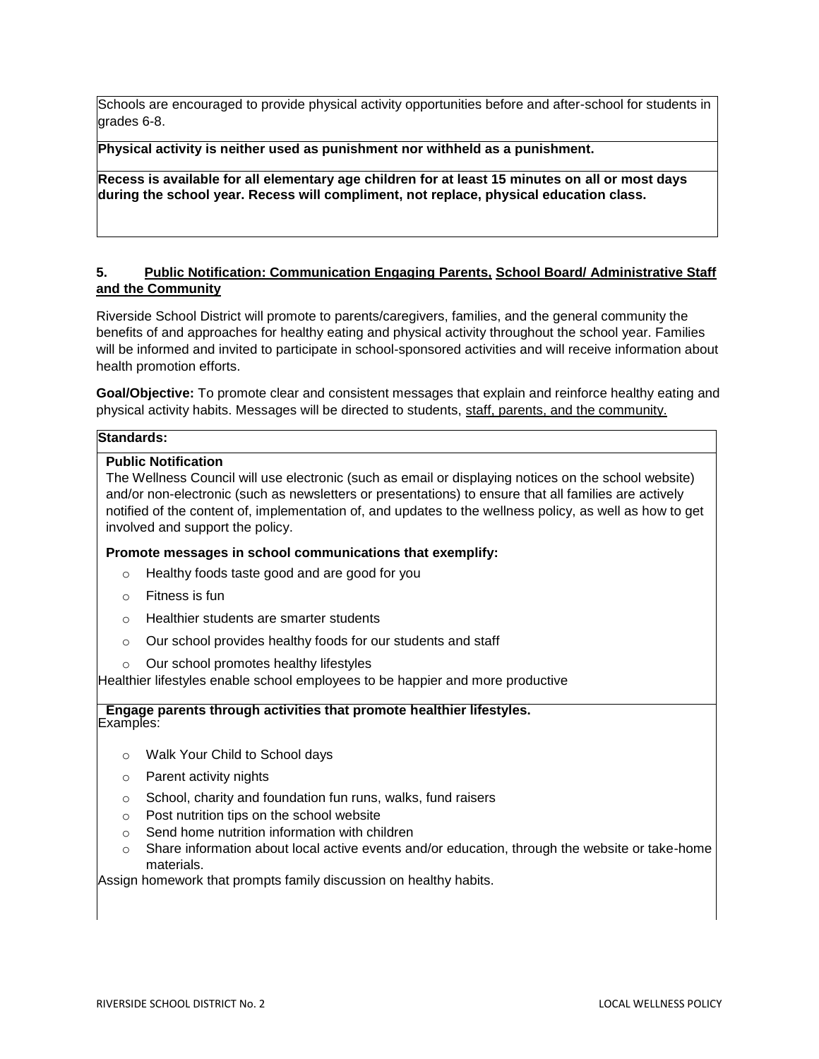Schools are encouraged to provide physical activity opportunities before and after-school for students in grades 6-8.

**Physical activity is neither used as punishment nor withheld as a punishment.**

**Recess is available for all elementary age children for at least 15 minutes on all or most days during the school year. Recess will compliment, not replace, physical education class.**

## 5. Public Notification: Communication Engaging Parents, School Board/ Administrative Staff and the Community

Riverside School District will promote to parents/caregivers, families, and the general community the benefits of and approaches for healthy eating and physical activity throughout the school year. Families will be informed and invited to participate in school-sponsored activities and will receive information about health promotion efforts.

**Goal/Objective:** To promote clear and consistent messages that explain and reinforce healthy eating and physical activity habits. Messages will be directed to students, staff, parents, and the community.

**Standards:**

**Public Notification**

The Wellness Council will use electronic (such as email or displaying notices on the school website) and/or non-electronic (such as newsletters or presentations) to ensure that all families are actively notified of the content of, implementation of, and updates to the wellness policy, as well as how to get involved and support the policy.

**Promote messages in school communications that exemplify:**

- Healthy foods taste good and are good for you
- Fitness is fun
- Healthier students are smarter students
- Our school provides healthy foods for our students and staff
- Our school promotes healthy lifestyles

Healthier lifestyles enable school employees to be happier and more productive

**Engage parents through activities that promote healthier lifestyles.**

Examples:

- Walk Your Child to School days
- Parent activity nights
- School, charity and foundation fun runs, walks, fund raisers
- Post nutrition tips on the school website
- Send home nutrition information with children
- Share information about local active events and/or education, through the website or take-home materials.

Assign homework that prompts family discussion on healthy habits.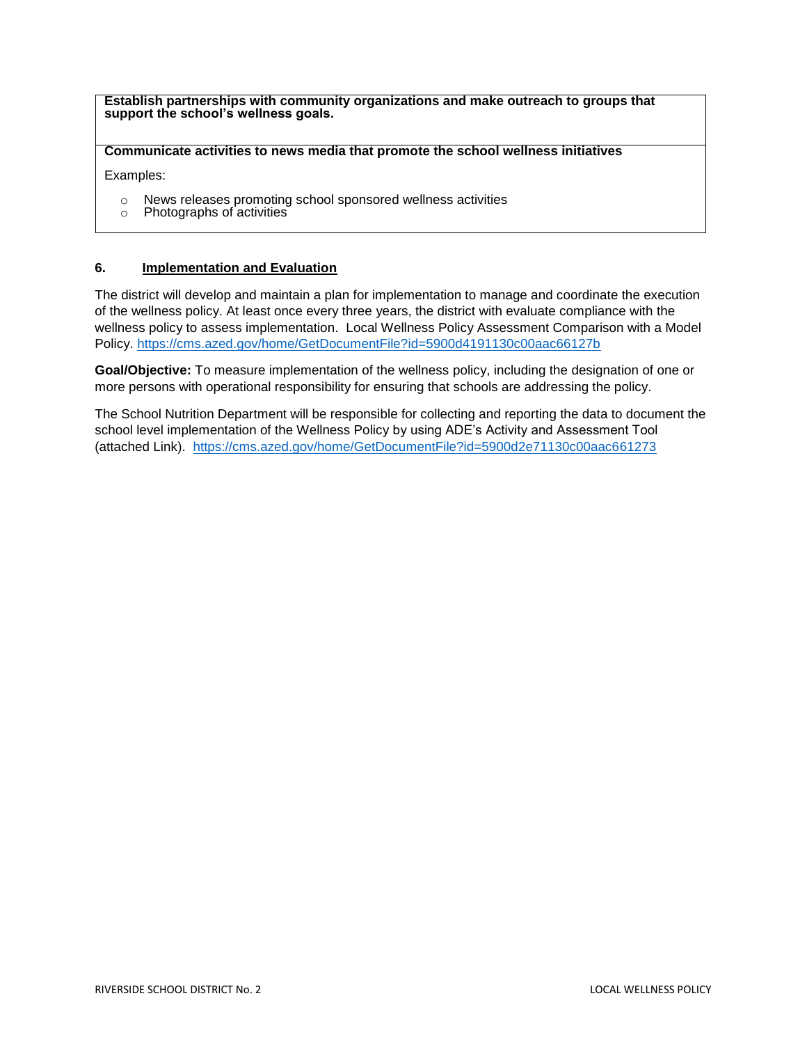| **Establish partnerships with community organizations and make outreach to groups that support the school's wellness goals.** |
|---|
| **Communicate activities to news media that promote the school wellness initiatives**<br><br>Examples:<br>o News releases promoting school sponsored wellness activities<br>o Photographs of activities |

## 6. Implementation and Evaluation

The district will develop and maintain a plan for implementation to manage and coordinate the execution of the wellness policy. At least once every three years, the district with evaluate compliance with the wellness policy to assess implementation. Local Wellness Policy Assessment Comparison with a Model Policy. https://cms.azed.gov/home/GetDocumentFile?id=5900d4191130c00aac66127b

**Goal/Objective:** To measure implementation of the wellness policy, including the designation of one or more persons with operational responsibility for ensuring that schools are addressing the policy.

The School Nutrition Department will be responsible for collecting and reporting the data to document the school level implementation of the Wellness Policy by using ADE's Activity and Assessment Tool (attached Link). https://cms.azed.gov/home/GetDocumentFile?id=5900d2e71130c00aac661273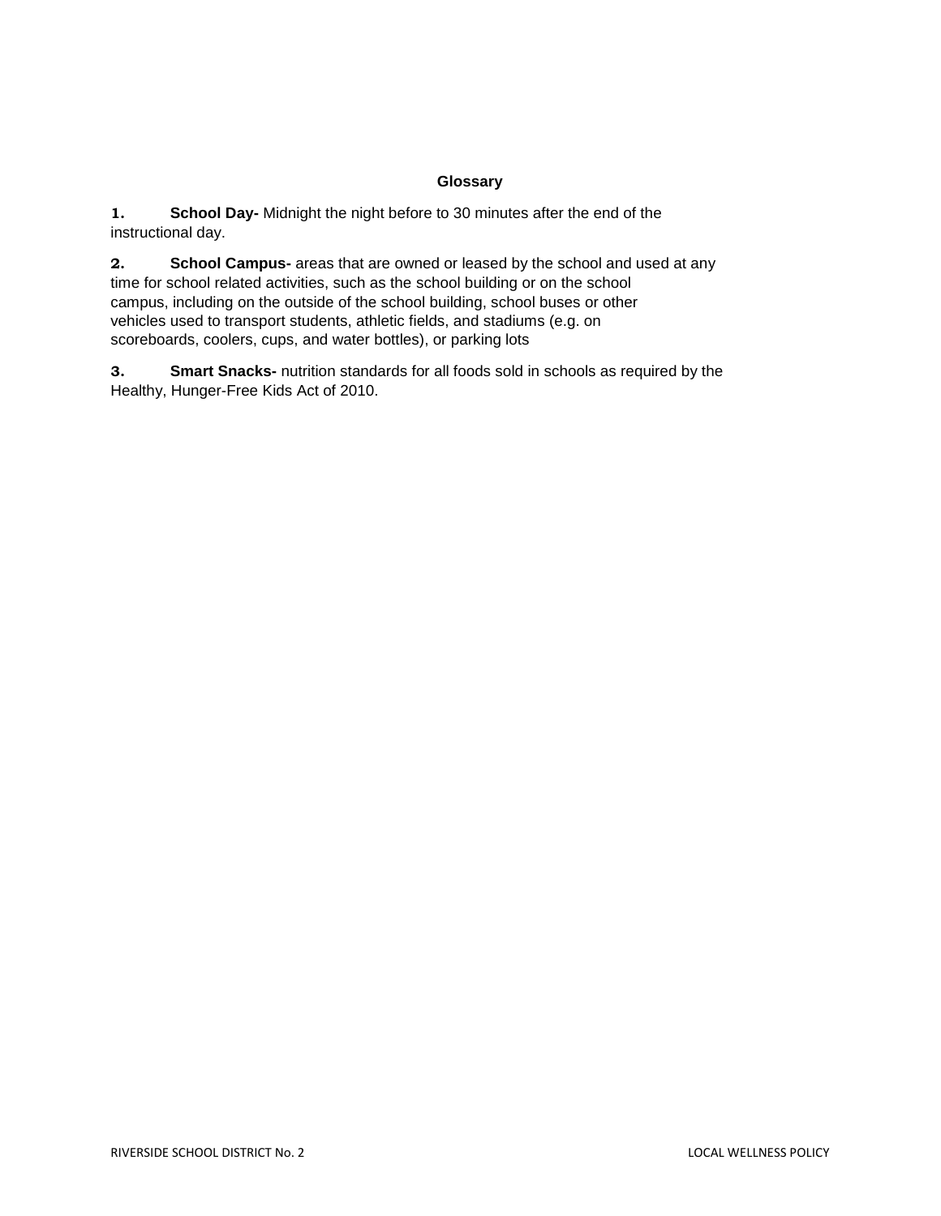## Glossary

1. **School Day-** Midnight the night before to 30 minutes after the end of the instructional day.

2. **School Campus-** areas that are owned or leased by the school and used at any time for school related activities, such as the school building or on the school campus, including on the outside of the school building, school buses or other vehicles used to transport students, athletic fields, and stadiums (e.g. on scoreboards, coolers, cups, and water bottles), or parking lots

3. **Smart Snacks-** nutrition standards for all foods sold in schools as required by the Healthy, Hunger-Free Kids Act of 2010.